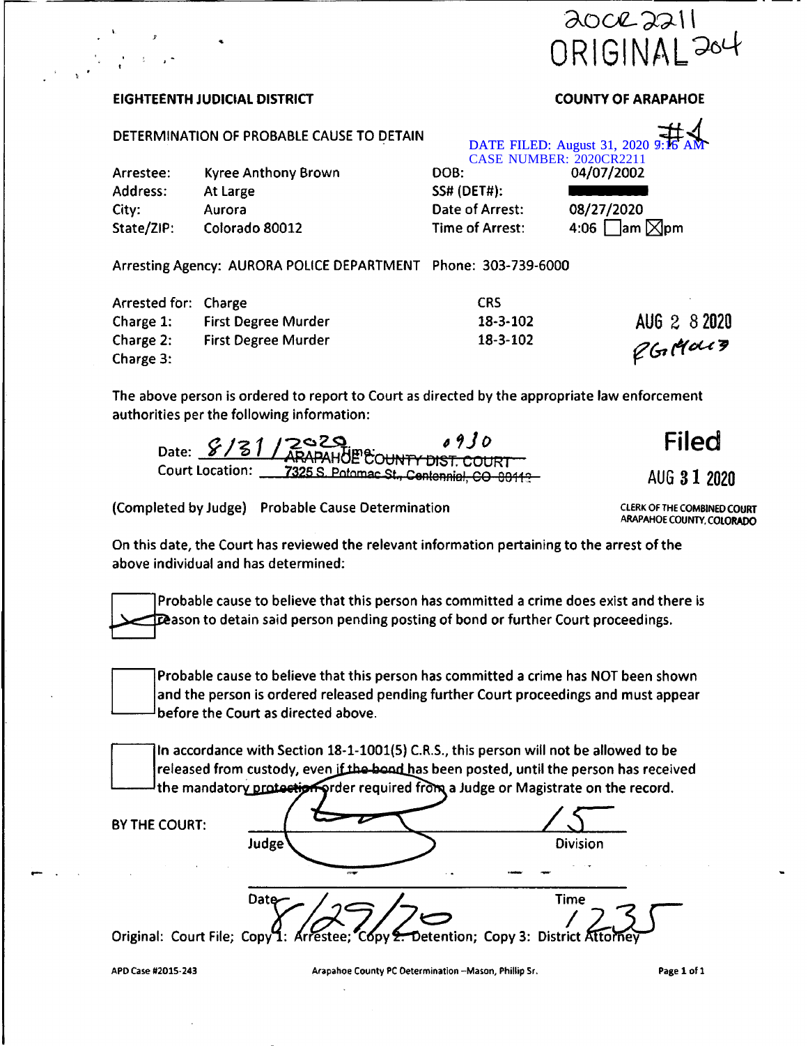20CR2211
ORIGINAL 204

**EIGHTEENTH JUDICIAL DISTRICT** **COUNTY OF ARAPAHOE**

DETERMINATION OF PROBABLE CAUSE TO DETAIN

DATE FILED: August 31, 2020 9:16 AM
CASE NUMBER: 2020CR2211

#4

| | | | |
|---|---|---|---|
| Arrestee: | Kyree Anthony Brown | DOB: | 04/07/2002 |
| Address: | At Large | SS# (DET#): | ████████ |
| City: | Aurora | Date of Arrest: | 08/27/2020 |
| State/ZIP: | Colorado 80012 | Time of Arrest: | 4:06 ☐ am ☒ pm |

Arresting Agency: AURORA POLICE DEPARTMENT Phone: 303-739-6000

| Arrested for: | Charge | CRS |
|---|---|---|
| Charge 1: | First Degree Murder | 18-3-102 |
| Charge 2: | First Degree Murder | 18-3-102 |
| Charge 3: | | |

AUG 2 8 2020
PG McG

The above person is ordered to report to Court as directed by the appropriate law enforcement authorities per the following information:

Date: 8/31/2020 Time: 0930
Court Location: ARAPAHOE COUNTY DIST. COURT 7325 S. Potomac St., Centennial, CO 80112

Filed
AUG 31 2020
CLERK OF THE COMBINED COURT
ARAPAHOE COUNTY, COLORADO

(Completed by Judge) Probable Cause Determination

On this date, the Court has reviewed the relevant information pertaining to the arrest of the above individual and has determined:

☒ Probable cause to believe that this person has committed a crime does exist and there is reason to detain said person pending posting of bond or further Court proceedings.

☐ Probable cause to believe that this person has committed a crime has NOT been shown and the person is ordered released pending further Court proceedings and must appear before the Court as directed above.

☐ In accordance with Section 18-1-1001(5) C.R.S., this person will not be allowed to be released from custody, even if the bond has been posted, until the person has received the mandatory protection order required from a Judge or Magistrate on the record.

BY THE COURT: _______________ Judge 15 Division

Date 8/29/20 Time 1235

Original: Court File; Copy 1: Arrestee; Copy 2: Detention; Copy 3: District Attorney

APD Case #2015-243 Arapahoe County PC Determination –Mason, Phillip Sr.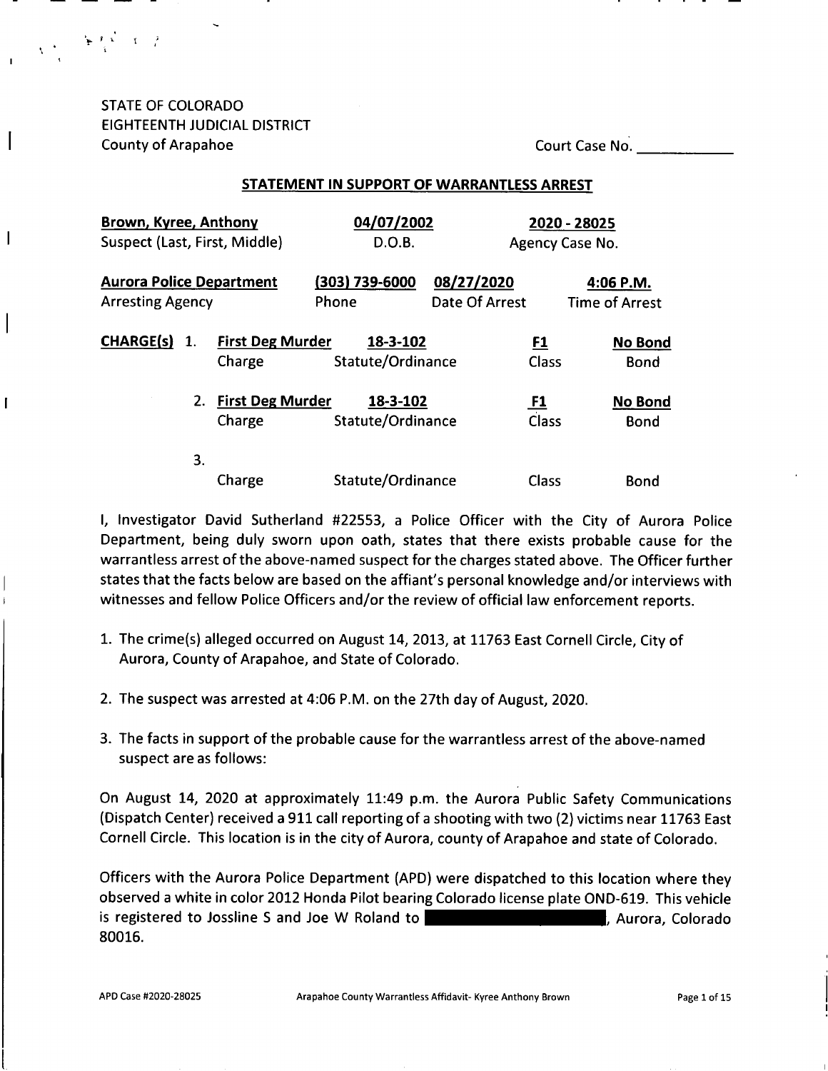STATE OF COLORADO
EIGHTEENTH JUDICIAL DISTRICT
County of Arapahoe

Court Case No. ___________

## STATEMENT IN SUPPORT OF WARRANTLESS ARREST

| **Brown, Kyree, Anthony** | **04/07/2002** | **2020 - 28025** |
|---|---|---|
| Suspect (Last, First, Middle) | D.O.B. | Agency Case No. |

| **Aurora Police Department** | **(303) 739-6000** | **08/27/2020** | **4:06 P.M.** |
|---|---|---|---|
| Arresting Agency | Phone | Date Of Arrest | Time of Arrest |

| **CHARGE(s)** | | | | |
|---|---|---|---|---|
| 1. | **First Deg Murder** | **18-3-102** | **F1** | **No Bond** |
| | Charge | Statute/Ordinance | Class | Bond |
| 2. | **First Deg Murder** | **18-3-102** | **F1** | **No Bond** |
| | Charge | Statute/Ordinance | Class | Bond |
| 3. | | | | |
| | Charge | Statute/Ordinance | Class | Bond |

I, Investigator David Sutherland #22553, a Police Officer with the City of Aurora Police Department, being duly sworn upon oath, states that there exists probable cause for the warrantless arrest of the above-named suspect for the charges stated above. The Officer further states that the facts below are based on the affiant's personal knowledge and/or interviews with witnesses and fellow Police Officers and/or the review of official law enforcement reports.

1. The crime(s) alleged occurred on August 14, 2013, at 11763 East Cornell Circle, City of Aurora, County of Arapahoe, and State of Colorado.

2. The suspect was arrested at 4:06 P.M. on the 27th day of August, 2020.

3. The facts in support of the probable cause for the warrantless arrest of the above-named suspect are as follows:

On August 14, 2020 at approximately 11:49 p.m. the Aurora Public Safety Communications (Dispatch Center) received a 911 call reporting of a shooting with two (2) victims near 11763 East Cornell Circle. This location is in the city of Aurora, county of Arapahoe and state of Colorado.

Officers with the Aurora Police Department (APD) were dispatched to this location where they observed a white in color 2012 Honda Pilot bearing Colorado license plate OND-619. This vehicle is registered to Jossline S and Joe W Roland to [REDACTED], Aurora, Colorado 80016.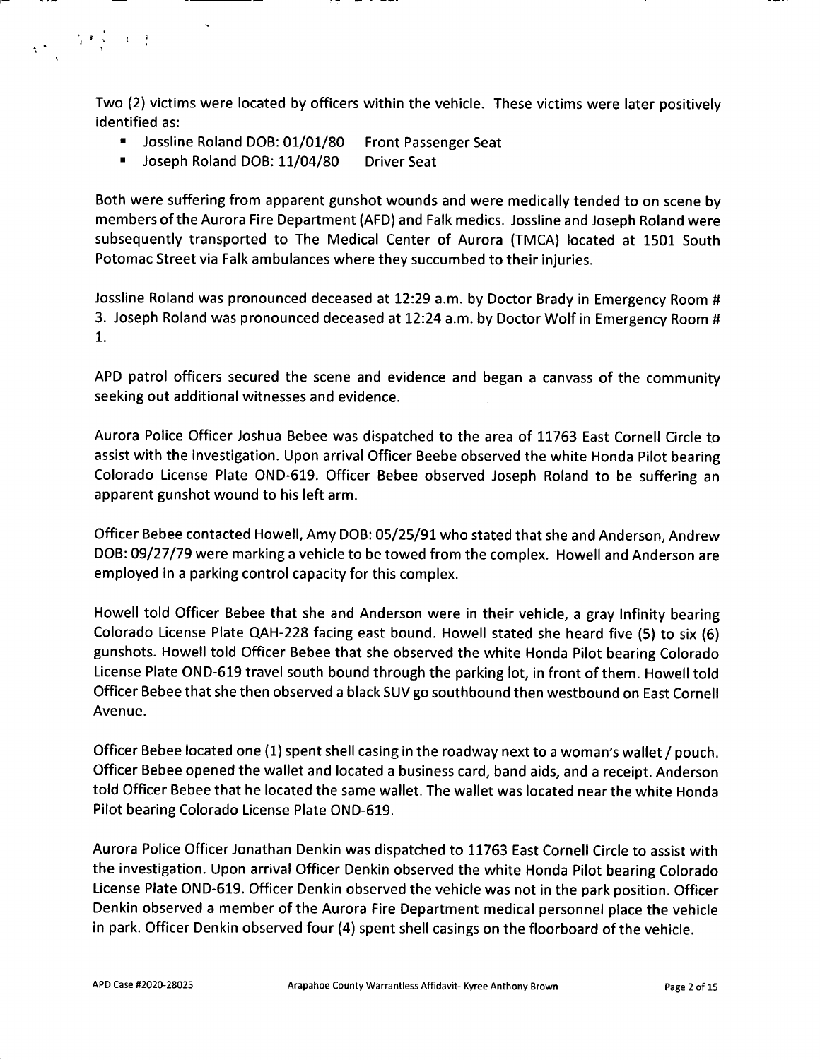Two (2) victims were located by officers within the vehicle. These victims were later positively identified as:

- Jossline Roland DOB: 01/01/80 Front Passenger Seat
- Joseph Roland DOB: 11/04/80 Driver Seat

Both were suffering from apparent gunshot wounds and were medically tended to on scene by members of the Aurora Fire Department (AFD) and Falk medics. Jossline and Joseph Roland were subsequently transported to The Medical Center of Aurora (TMCA) located at 1501 South Potomac Street via Falk ambulances where they succumbed to their injuries.

Jossline Roland was pronounced deceased at 12:29 a.m. by Doctor Brady in Emergency Room # 3. Joseph Roland was pronounced deceased at 12:24 a.m. by Doctor Wolf in Emergency Room # 1.

APD patrol officers secured the scene and evidence and began a canvass of the community seeking out additional witnesses and evidence.

Aurora Police Officer Joshua Bebee was dispatched to the area of 11763 East Cornell Circle to assist with the investigation. Upon arrival Officer Beebe observed the white Honda Pilot bearing Colorado License Plate OND-619. Officer Bebee observed Joseph Roland to be suffering an apparent gunshot wound to his left arm.

Officer Bebee contacted Howell, Amy DOB: 05/25/91 who stated that she and Anderson, Andrew DOB: 09/27/79 were marking a vehicle to be towed from the complex. Howell and Anderson are employed in a parking control capacity for this complex.

Howell told Officer Bebee that she and Anderson were in their vehicle, a gray Infinity bearing Colorado License Plate QAH-228 facing east bound. Howell stated she heard five (5) to six (6) gunshots. Howell told Officer Bebee that she observed the white Honda Pilot bearing Colorado License Plate OND-619 travel south bound through the parking lot, in front of them. Howell told Officer Bebee that she then observed a black SUV go southbound then westbound on East Cornell Avenue.

Officer Bebee located one (1) spent shell casing in the roadway next to a woman's wallet / pouch. Officer Bebee opened the wallet and located a business card, band aids, and a receipt. Anderson told Officer Bebee that he located the same wallet. The wallet was located near the white Honda Pilot bearing Colorado License Plate OND-619.

Aurora Police Officer Jonathan Denkin was dispatched to 11763 East Cornell Circle to assist with the investigation. Upon arrival Officer Denkin observed the white Honda Pilot bearing Colorado License Plate OND-619. Officer Denkin observed the vehicle was not in the park position. Officer Denkin observed a member of the Aurora Fire Department medical personnel place the vehicle in park. Officer Denkin observed four (4) spent shell casings on the floorboard of the vehicle.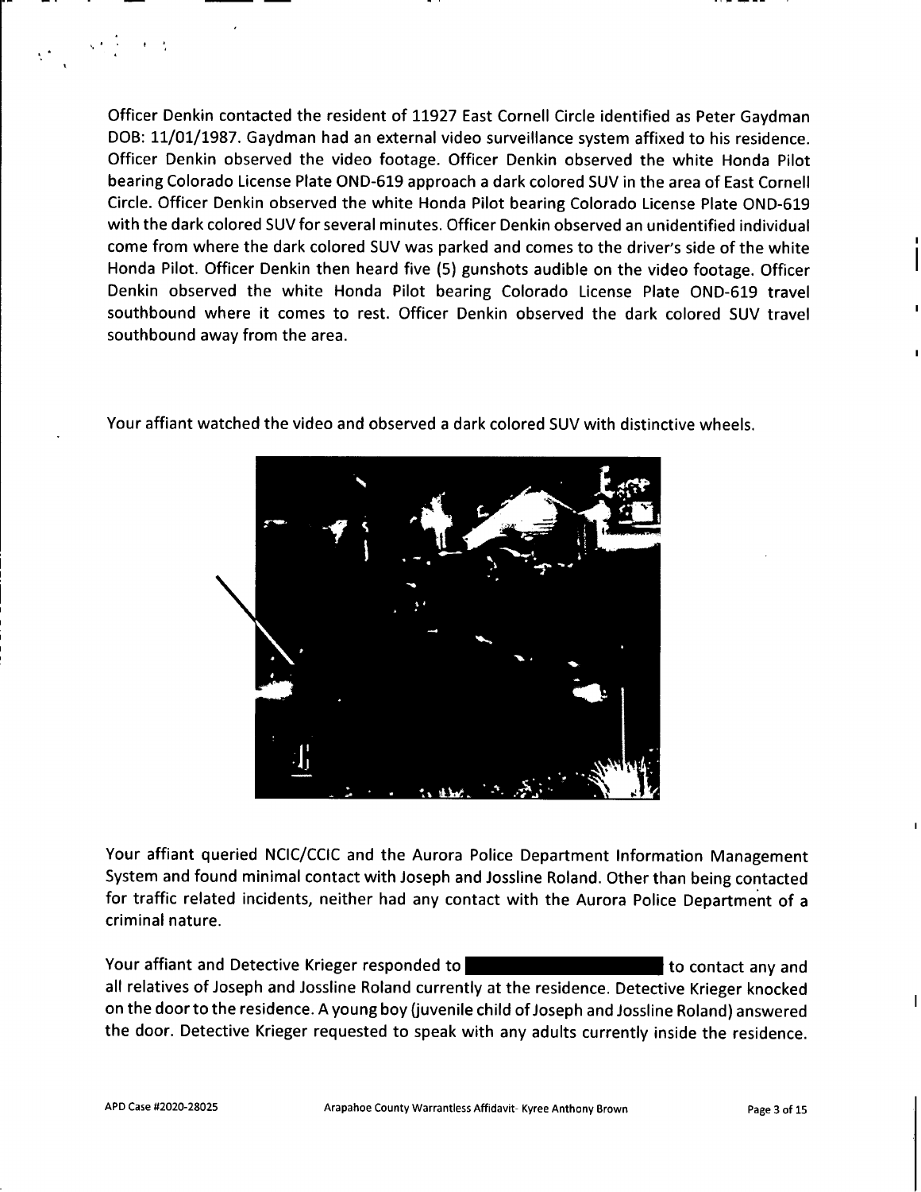Officer Denkin contacted the resident of 11927 East Cornell Circle identified as Peter Gaydman DOB: 11/01/1987. Gaydman had an external video surveillance system affixed to his residence. Officer Denkin observed the video footage. Officer Denkin observed the white Honda Pilot bearing Colorado License Plate OND-619 approach a dark colored SUV in the area of East Cornell Circle. Officer Denkin observed the white Honda Pilot bearing Colorado License Plate OND-619 with the dark colored SUV for several minutes. Officer Denkin observed an unidentified individual come from where the dark colored SUV was parked and comes to the driver's side of the white Honda Pilot. Officer Denkin then heard five (5) gunshots audible on the video footage. Officer Denkin observed the white Honda Pilot bearing Colorado License Plate OND-619 travel southbound where it comes to rest. Officer Denkin observed the dark colored SUV travel southbound away from the area.

Your affiant watched the video and observed a dark colored SUV with distinctive wheels.

Your affiant queried NCIC/CCIC and the Aurora Police Department Information Management System and found minimal contact with Joseph and Jossline Roland. Other than being contacted for traffic related incidents, neither had any contact with the Aurora Police Department of a criminal nature.

Your affiant and Detective Krieger responded to ████████████ to contact any and all relatives of Joseph and Jossline Roland currently at the residence. Detective Krieger knocked on the door to the residence. A young boy (juvenile child of Joseph and Jossline Roland) answered the door. Detective Krieger requested to speak with any adults currently inside the residence.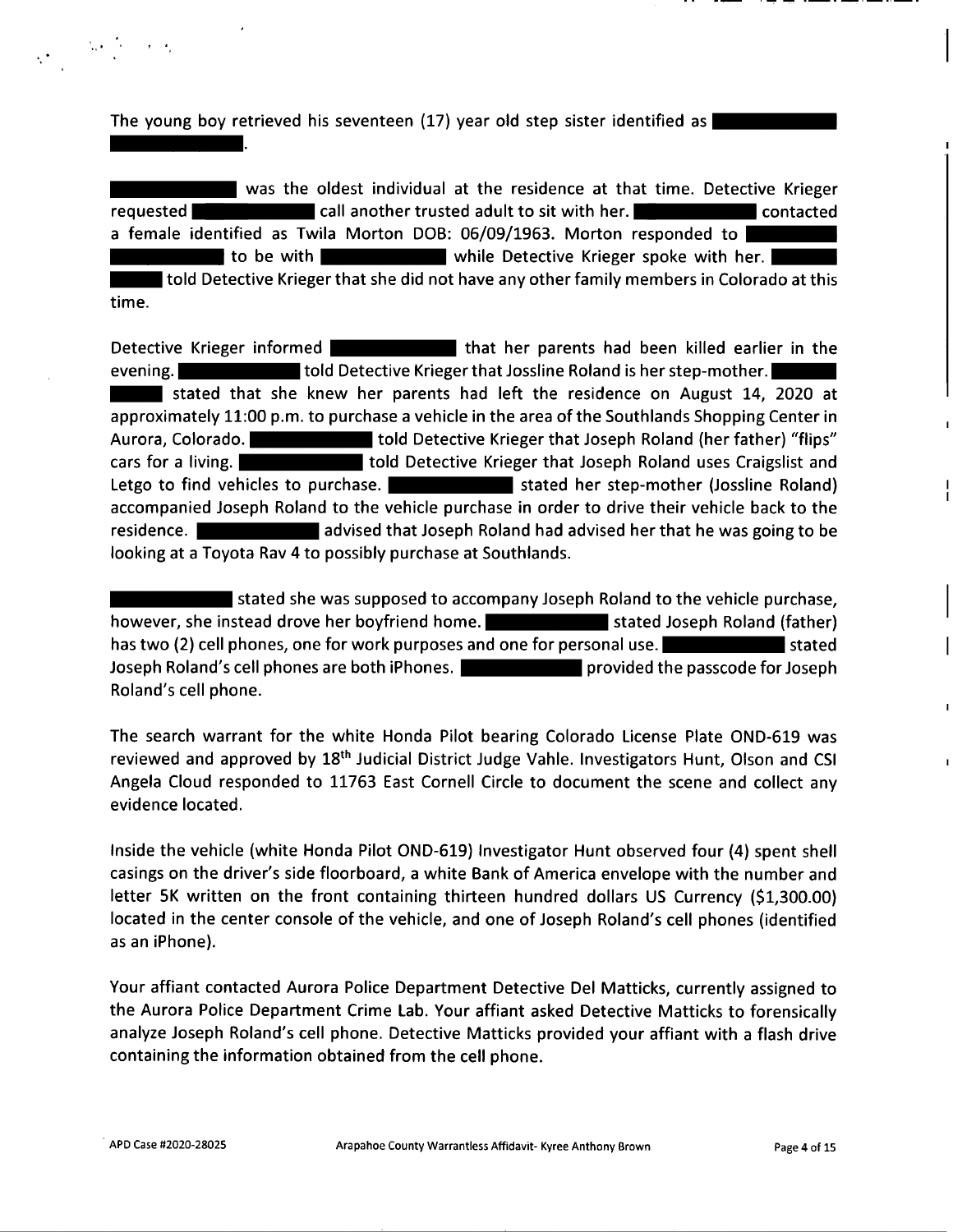The young boy retrieved his seventeen (17) year old step sister identified as ██████████ ██████████.

██████████ was the oldest individual at the residence at that time. Detective Krieger requested ██████████ call another trusted adult to sit with her. ██████████ contacted a female identified as Twila Morton DOB: 06/09/1963. Morton responded to ██████████ ██████████ to be with ██████████ while Detective Krieger spoke with her. ██████████ told Detective Krieger that she did not have any other family members in Colorado at this time.

Detective Krieger informed ██████████ that her parents had been killed earlier in the evening. ██████████ told Detective Krieger that Jossline Roland is her step-mother. ██████████ stated that she knew her parents had left the residence on August 14, 2020 at approximately 11:00 p.m. to purchase a vehicle in the area of the Southlands Shopping Center in Aurora, Colorado. ██████████ told Detective Krieger that Joseph Roland (her father) "flips" cars for a living. ██████████ told Detective Krieger that Joseph Roland uses Craigslist and Letgo to find vehicles to purchase. ██████████ stated her step-mother (Jossline Roland) accompanied Joseph Roland to the vehicle purchase in order to drive their vehicle back to the residence. ██████████ advised that Joseph Roland had advised her that he was going to be looking at a Toyota Rav 4 to possibly purchase at Southlands.

██████████ stated she was supposed to accompany Joseph Roland to the vehicle purchase, however, she instead drove her boyfriend home. ██████████ stated Joseph Roland (father) has two (2) cell phones, one for work purposes and one for personal use. ██████████ stated Joseph Roland's cell phones are both iPhones. ██████████ provided the passcode for Joseph Roland's cell phone.

The search warrant for the white Honda Pilot bearing Colorado License Plate OND-619 was reviewed and approved by 18th Judicial District Judge Vahle. Investigators Hunt, Olson and CSI Angela Cloud responded to 11763 East Cornell Circle to document the scene and collect any evidence located.

Inside the vehicle (white Honda Pilot OND-619) Investigator Hunt observed four (4) spent shell casings on the driver's side floorboard, a white Bank of America envelope with the number and letter 5K written on the front containing thirteen hundred dollars US Currency ($1,300.00) located in the center console of the vehicle, and one of Joseph Roland's cell phones (identified as an iPhone).

Your affiant contacted Aurora Police Department Detective Del Matticks, currently assigned to the Aurora Police Department Crime Lab. Your affiant asked Detective Matticks to forensically analyze Joseph Roland's cell phone. Detective Matticks provided your affiant with a flash drive containing the information obtained from the cell phone.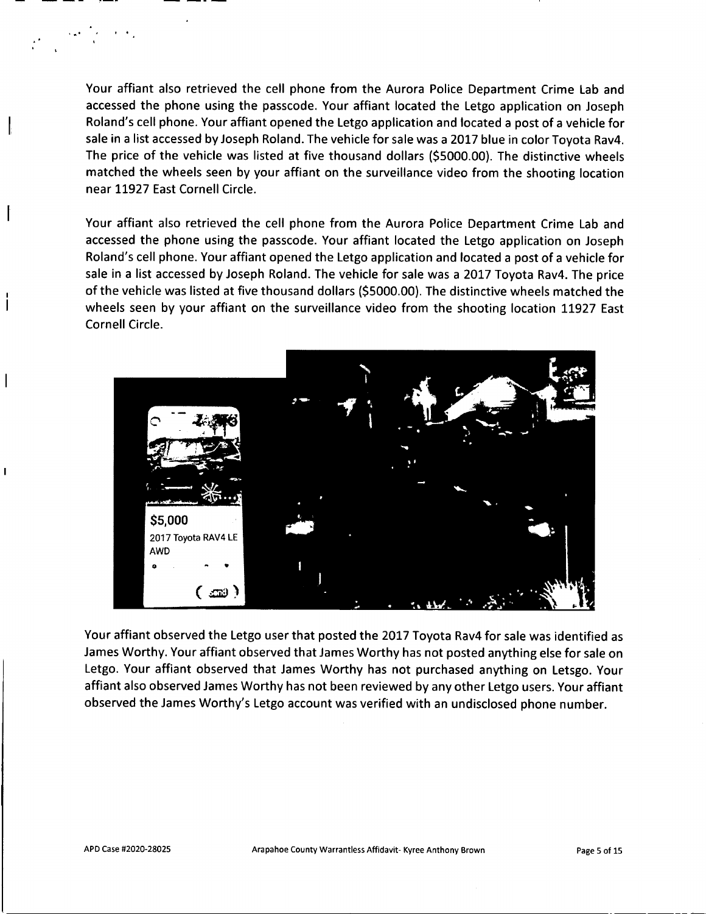Your affiant also retrieved the cell phone from the Aurora Police Department Crime Lab and accessed the phone using the passcode. Your affiant located the Letgo application on Joseph Roland's cell phone. Your affiant opened the Letgo application and located a post of a vehicle for sale in a list accessed by Joseph Roland. The vehicle for sale was a 2017 blue in color Toyota Rav4. The price of the vehicle was listed at five thousand dollars ($5000.00). The distinctive wheels matched the wheels seen by your affiant on the surveillance video from the shooting location near 11927 East Cornell Circle.

Your affiant also retrieved the cell phone from the Aurora Police Department Crime Lab and accessed the phone using the passcode. Your affiant located the Letgo application on Joseph Roland's cell phone. Your affiant opened the Letgo application and located a post of a vehicle for sale in a list accessed by Joseph Roland. The vehicle for sale was a 2017 Toyota Rav4. The price of the vehicle was listed at five thousand dollars ($5000.00). The distinctive wheels matched the wheels seen by your affiant on the surveillance video from the shooting location 11927 East Cornell Circle.

$5,000

2017 Toyota RAV4 LE AWD

Your affiant observed the Letgo user that posted the 2017 Toyota Rav4 for sale was identified as James Worthy. Your affiant observed that James Worthy has not posted anything else for sale on Letgo. Your affiant observed that James Worthy has not purchased anything on Letsgo. Your affiant also observed James Worthy has not been reviewed by any other Letgo users. Your affiant observed the James Worthy's Letgo account was verified with an undisclosed phone number.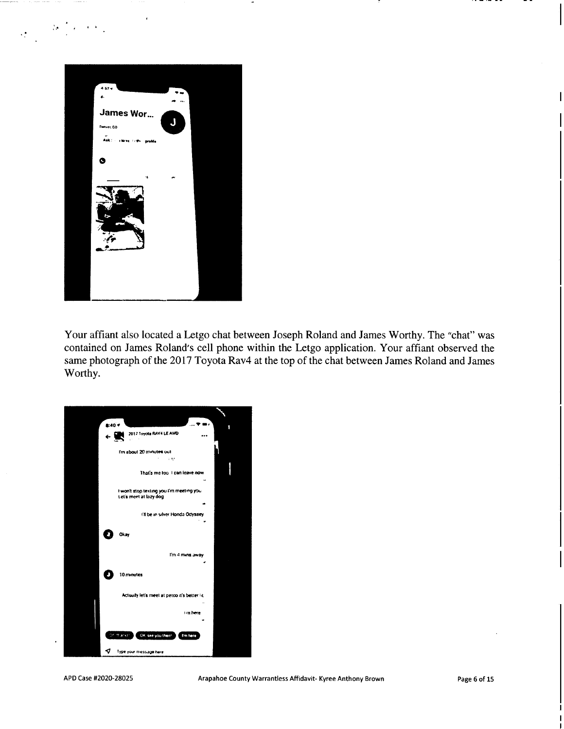Your affiant also located a Letgo chat between Joseph Roland and James Worthy. The "chat" was contained on James Roland's cell phone within the Letgo application. Your affiant observed the same photograph of the 2017 Toyota Rav4 at the top of the chat between James Roland and James Worthy.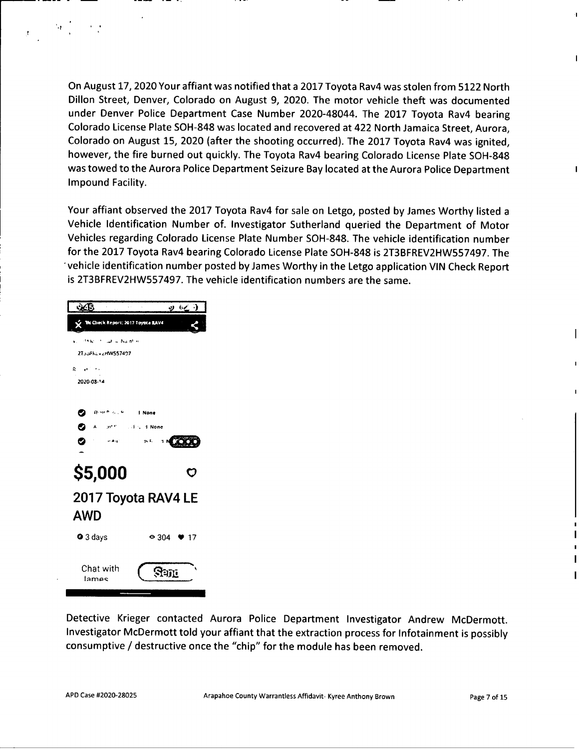On August 17, 2020 Your affiant was notified that a 2017 Toyota Rav4 was stolen from 5122 North Dillon Street, Denver, Colorado on August 9, 2020. The motor vehicle theft was documented under Denver Police Department Case Number 2020-48044. The 2017 Toyota Rav4 bearing Colorado License Plate SOH-848 was located and recovered at 422 North Jamaica Street, Aurora, Colorado on August 15, 2020 (after the shooting occurred). The 2017 Toyota Rav4 was ignited, however, the fire burned out quickly. The Toyota Rav4 bearing Colorado License Plate SOH-848 was towed to the Aurora Police Department Seizure Bay located at the Aurora Police Department Impound Facility.

Your affiant observed the 2017 Toyota Rav4 for sale on Letgo, posted by James Worthy listed a Vehicle Identification Number of. Investigator Sutherland queried the Department of Motor Vehicles regarding Colorado License Plate Number SOH-848. The vehicle identification number for the 2017 Toyota Rav4 bearing Colorado License Plate SOH-848 is 2T3BFREV2HW557497. The vehicle identification number posted by James Worthy in the Letgo application VIN Check Report is 2T3BFREV2HW557497. The vehicle identification numbers are the same.

VIN Check Report: 2017 Toyota RAV4

2T3BFREV2HW557497

2020-03-14

1 None

1 None

$5,000

2017 Toyota RAV4 LE AWD

3 days 304 17

Chat with James

Send

Detective Krieger contacted Aurora Police Department Investigator Andrew McDermott. Investigator McDermott told your affiant that the extraction process for Infotainment is possibly consumptive / destructive once the "chip" for the module has been removed.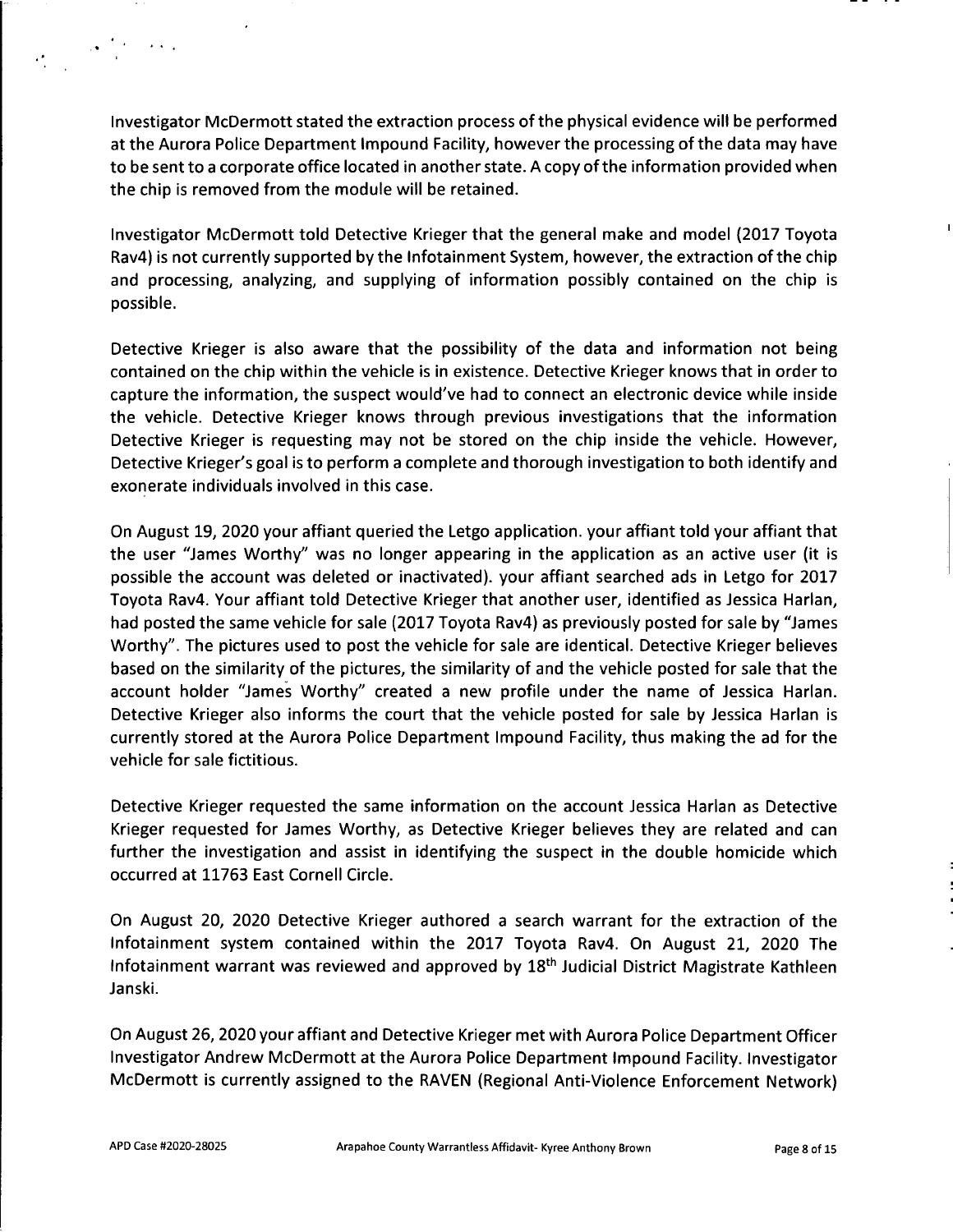Investigator McDermott stated the extraction process of the physical evidence will be performed at the Aurora Police Department Impound Facility, however the processing of the data may have to be sent to a corporate office located in another state. A copy of the information provided when the chip is removed from the module will be retained.

Investigator McDermott told Detective Krieger that the general make and model (2017 Toyota Rav4) is not currently supported by the Infotainment System, however, the extraction of the chip and processing, analyzing, and supplying of information possibly contained on the chip is possible.

Detective Krieger is also aware that the possibility of the data and information not being contained on the chip within the vehicle is in existence. Detective Krieger knows that in order to capture the information, the suspect would've had to connect an electronic device while inside the vehicle. Detective Krieger knows through previous investigations that the information Detective Krieger is requesting may not be stored on the chip inside the vehicle. However, Detective Krieger's goal is to perform a complete and thorough investigation to both identify and exonerate individuals involved in this case.

On August 19, 2020 your affiant queried the Letgo application. your affiant told your affiant that the user "James Worthy" was no longer appearing in the application as an active user (it is possible the account was deleted or inactivated). your affiant searched ads in Letgo for 2017 Toyota Rav4. Your affiant told Detective Krieger that another user, identified as Jessica Harlan, had posted the same vehicle for sale (2017 Toyota Rav4) as previously posted for sale by "James Worthy". The pictures used to post the vehicle for sale are identical. Detective Krieger believes based on the similarity of the pictures, the similarity of and the vehicle posted for sale that the account holder "James Worthy" created a new profile under the name of Jessica Harlan. Detective Krieger also informs the court that the vehicle posted for sale by Jessica Harlan is currently stored at the Aurora Police Department Impound Facility, thus making the ad for the vehicle for sale fictitious.

Detective Krieger requested the same information on the account Jessica Harlan as Detective Krieger requested for James Worthy, as Detective Krieger believes they are related and can further the investigation and assist in identifying the suspect in the double homicide which occurred at 11763 East Cornell Circle.

On August 20, 2020 Detective Krieger authored a search warrant for the extraction of the Infotainment system contained within the 2017 Toyota Rav4. On August 21, 2020 The Infotainment warrant was reviewed and approved by 18th Judicial District Magistrate Kathleen Janski.

On August 26, 2020 your affiant and Detective Krieger met with Aurora Police Department Officer Investigator Andrew McDermott at the Aurora Police Department Impound Facility. Investigator McDermott is currently assigned to the RAVEN (Regional Anti-Violence Enforcement Network)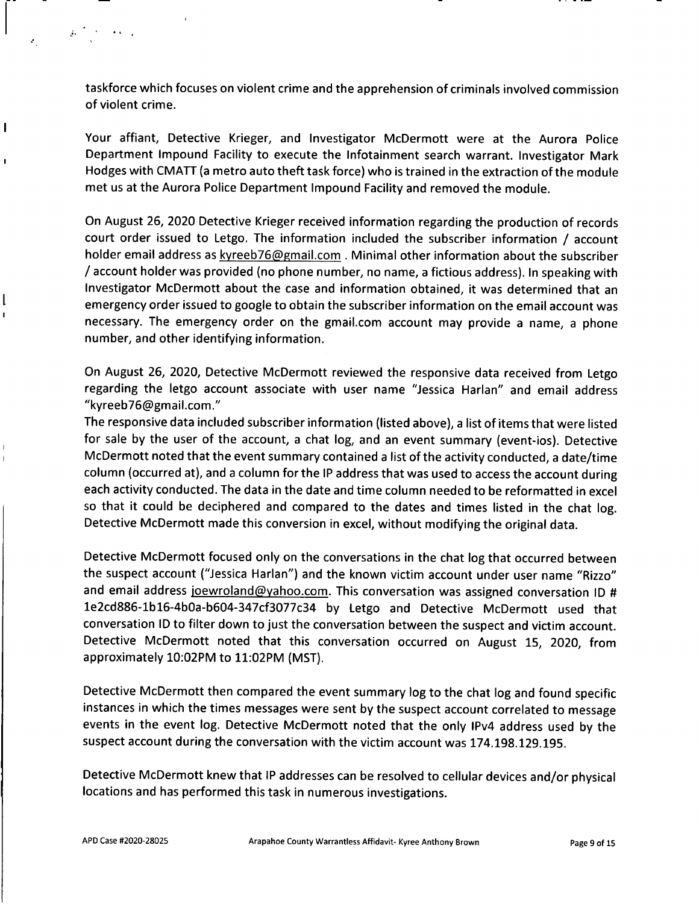taskforce which focuses on violent crime and the apprehension of criminals involved commission of violent crime.

Your affiant, Detective Krieger, and Investigator McDermott were at the Aurora Police Department Impound Facility to execute the Infotainment search warrant. Investigator Mark Hodges with CMATT (a metro auto theft task force) who is trained in the extraction of the module met us at the Aurora Police Department Impound Facility and removed the module.

On August 26, 2020 Detective Krieger received information regarding the production of records court order issued to Letgo. The information included the subscriber information / account holder email address as kyreeb76@gmail.com . Minimal other information about the subscriber / account holder was provided (no phone number, no name, a fictious address). In speaking with Investigator McDermott about the case and information obtained, it was determined that an emergency order issued to google to obtain the subscriber information on the email account was necessary. The emergency order on the gmail.com account may provide a name, a phone number, and other identifying information.

On August 26, 2020, Detective McDermott reviewed the responsive data received from Letgo regarding the letgo account associate with user name "Jessica Harlan" and email address "kyreeb76@gmail.com."
The responsive data included subscriber information (listed above), a list of items that were listed for sale by the user of the account, a chat log, and an event summary (event-ios). Detective McDermott noted that the event summary contained a list of the activity conducted, a date/time column (occurred at), and a column for the IP address that was used to access the account during each activity conducted. The data in the date and time column needed to be reformatted in excel so that it could be deciphered and compared to the dates and times listed in the chat log. Detective McDermott made this conversion in excel, without modifying the original data.

Detective McDermott focused only on the conversations in the chat log that occurred between the suspect account ("Jessica Harlan") and the known victim account under user name "Rizzo" and email address joewroland@yahoo.com. This conversation was assigned conversation ID # 1e2cd886-1b16-4b0a-b604-347cf3077c34 by Letgo and Detective McDermott used that conversation ID to filter down to just the conversation between the suspect and victim account. Detective McDermott noted that this conversation occurred on August 15, 2020, from approximately 10:02PM to 11:02PM (MST).

Detective McDermott then compared the event summary log to the chat log and found specific instances in which the times messages were sent by the suspect account correlated to message events in the event log. Detective McDermott noted that the only IPv4 address used by the suspect account during the conversation with the victim account was 174.198.129.195.

Detective McDermott knew that IP addresses can be resolved to cellular devices and/or physical locations and has performed this task in numerous investigations.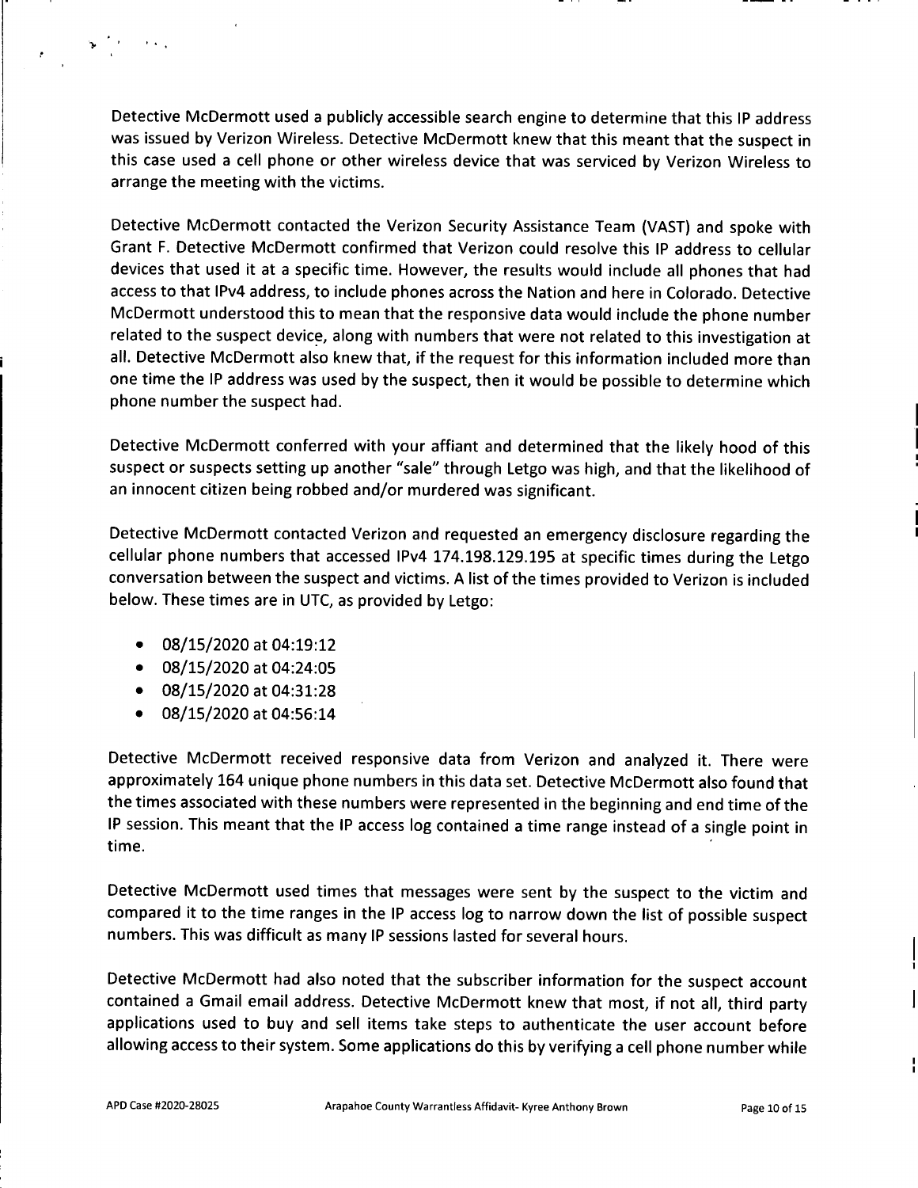Detective McDermott used a publicly accessible search engine to determine that this IP address was issued by Verizon Wireless. Detective McDermott knew that this meant that the suspect in this case used a cell phone or other wireless device that was serviced by Verizon Wireless to arrange the meeting with the victims.

Detective McDermott contacted the Verizon Security Assistance Team (VAST) and spoke with Grant F. Detective McDermott confirmed that Verizon could resolve this IP address to cellular devices that used it at a specific time. However, the results would include all phones that had access to that IPv4 address, to include phones across the Nation and here in Colorado. Detective McDermott understood this to mean that the responsive data would include the phone number related to the suspect device, along with numbers that were not related to this investigation at all. Detective McDermott also knew that, if the request for this information included more than one time the IP address was used by the suspect, then it would be possible to determine which phone number the suspect had.

Detective McDermott conferred with your affiant and determined that the likely hood of this suspect or suspects setting up another "sale" through Letgo was high, and that the likelihood of an innocent citizen being robbed and/or murdered was significant.

Detective McDermott contacted Verizon and requested an emergency disclosure regarding the cellular phone numbers that accessed IPv4 174.198.129.195 at specific times during the Letgo conversation between the suspect and victims. A list of the times provided to Verizon is included below. These times are in UTC, as provided by Letgo:

- 08/15/2020 at 04:19:12
- 08/15/2020 at 04:24:05
- 08/15/2020 at 04:31:28
- 08/15/2020 at 04:56:14

Detective McDermott received responsive data from Verizon and analyzed it. There were approximately 164 unique phone numbers in this data set. Detective McDermott also found that the times associated with these numbers were represented in the beginning and end time of the IP session. This meant that the IP access log contained a time range instead of a single point in time.

Detective McDermott used times that messages were sent by the suspect to the victim and compared it to the time ranges in the IP access log to narrow down the list of possible suspect numbers. This was difficult as many IP sessions lasted for several hours.

Detective McDermott had also noted that the subscriber information for the suspect account contained a Gmail email address. Detective McDermott knew that most, if not all, third party applications used to buy and sell items take steps to authenticate the user account before allowing access to their system. Some applications do this by verifying a cell phone number while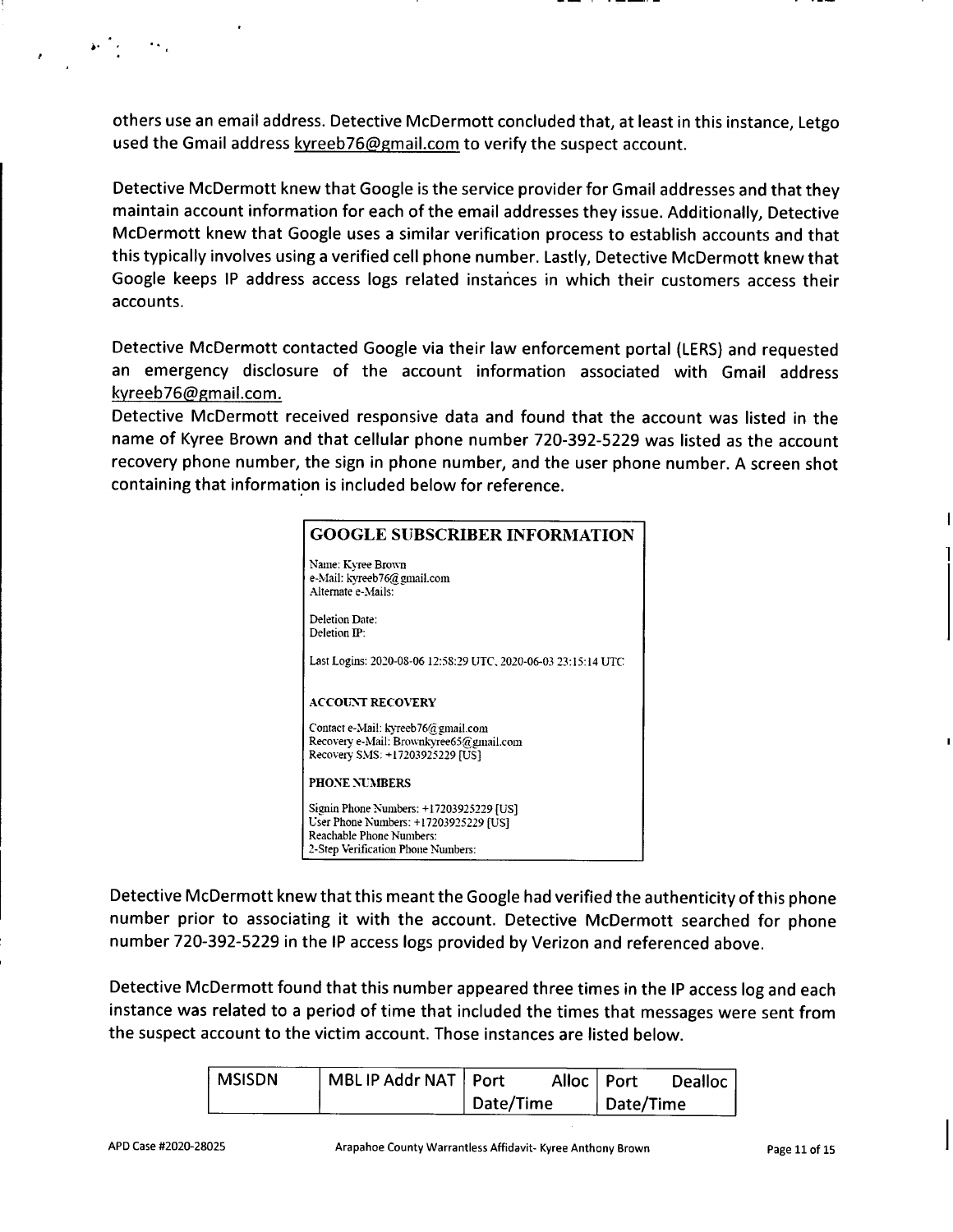others use an email address. Detective McDermott concluded that, at least in this instance, Letgo used the Gmail address kyreeb76@gmail.com to verify the suspect account.

Detective McDermott knew that Google is the service provider for Gmail addresses and that they maintain account information for each of the email addresses they issue. Additionally, Detective McDermott knew that Google uses a similar verification process to establish accounts and that this typically involves using a verified cell phone number. Lastly, Detective McDermott knew that Google keeps IP address access logs related instances in which their customers access their accounts.

Detective McDermott contacted Google via their law enforcement portal (LERS) and requested an emergency disclosure of the account information associated with Gmail address kyreeb76@gmail.com.

Detective McDermott received responsive data and found that the account was listed in the name of Kyree Brown and that cellular phone number 720-392-5229 was listed as the account recovery phone number, the sign in phone number, and the user phone number. A screen shot containing that information is included below for reference.

> **GOOGLE SUBSCRIBER INFORMATION**
>
> Name: Kyree Brown
> e-Mail: kyreeb76@gmail.com
> Alternate e-Mails:
>
> Deletion Date:
> Deletion IP:
>
> Last Logins: 2020-08-06 12:58:29 UTC, 2020-06-03 23:15:14 UTC
>
> **ACCOUNT RECOVERY**
>
> Contact e-Mail: kyreeb76@gmail.com
> Recovery e-Mail: Brownkyree65@gmail.com
> Recovery SMS: +17203925229 [US]
>
> **PHONE NUMBERS**
>
> Signin Phone Numbers: +17203925229 [US]
> User Phone Numbers: +17203925229 [US]
> Reachable Phone Numbers:
> 2-Step Verification Phone Numbers:

Detective McDermott knew that this meant the Google had verified the authenticity of this phone number prior to associating it with the account. Detective McDermott searched for phone number 720-392-5229 in the IP access logs provided by Verizon and referenced above.

Detective McDermott found that this number appeared three times in the IP access log and each instance was related to a period of time that included the times that messages were sent from the suspect account to the victim account. Those instances are listed below.

| MSISDN | MBL IP Addr NAT | Port Alloc Date/Time | Port Dealloc Date/Time |
|---|---|---|---|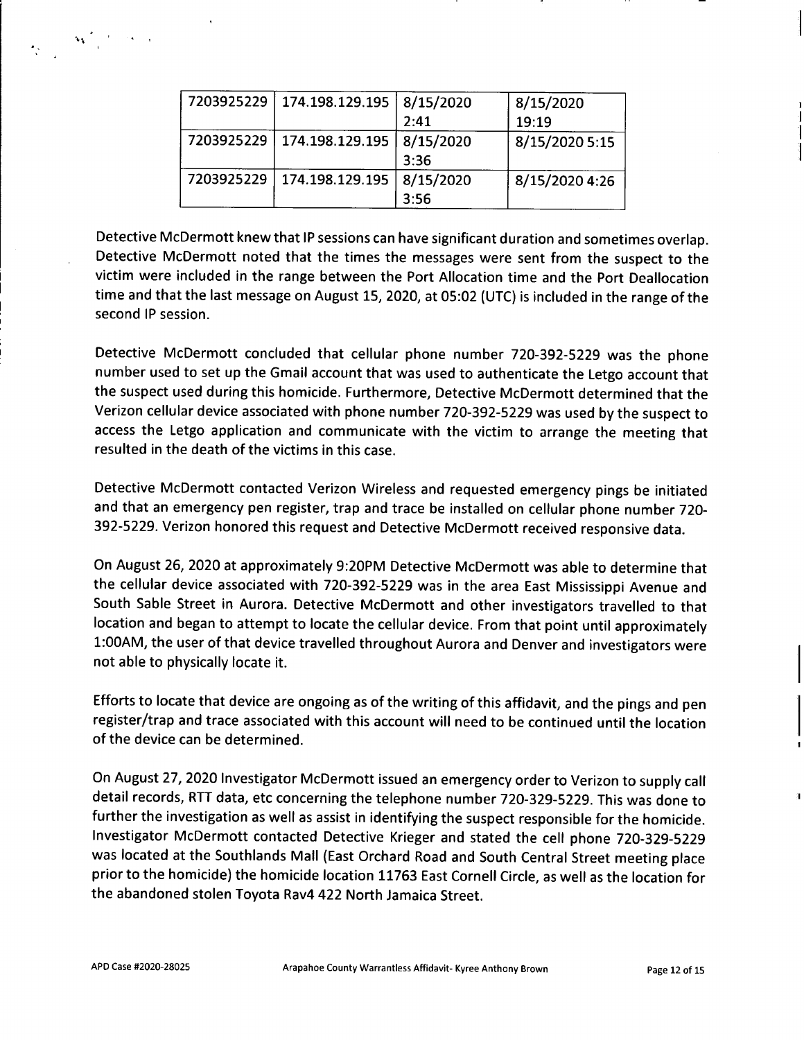| 7203925229 | 174.198.129.195 | 8/15/2020 2:41 | 8/15/2020 19:19 |
|---|---|---|---|
| 7203925229 | 174.198.129.195 | 8/15/2020 3:36 | 8/15/2020 5:15 |
| 7203925229 | 174.198.129.195 | 8/15/2020 3:56 | 8/15/2020 4:26 |

Detective McDermott knew that IP sessions can have significant duration and sometimes overlap. Detective McDermott noted that the times the messages were sent from the suspect to the victim were included in the range between the Port Allocation time and the Port Deallocation time and that the last message on August 15, 2020, at 05:02 (UTC) is included in the range of the second IP session.

Detective McDermott concluded that cellular phone number 720-392-5229 was the phone number used to set up the Gmail account that was used to authenticate the Letgo account that the suspect used during this homicide. Furthermore, Detective McDermott determined that the Verizon cellular device associated with phone number 720-392-5229 was used by the suspect to access the Letgo application and communicate with the victim to arrange the meeting that resulted in the death of the victims in this case.

Detective McDermott contacted Verizon Wireless and requested emergency pings be initiated and that an emergency pen register, trap and trace be installed on cellular phone number 720-392-5229. Verizon honored this request and Detective McDermott received responsive data.

On August 26, 2020 at approximately 9:20PM Detective McDermott was able to determine that the cellular device associated with 720-392-5229 was in the area East Mississippi Avenue and South Sable Street in Aurora. Detective McDermott and other investigators travelled to that location and began to attempt to locate the cellular device. From that point until approximately 1:00AM, the user of that device travelled throughout Aurora and Denver and investigators were not able to physically locate it.

Efforts to locate that device are ongoing as of the writing of this affidavit, and the pings and pen register/trap and trace associated with this account will need to be continued until the location of the device can be determined.

On August 27, 2020 Investigator McDermott issued an emergency order to Verizon to supply call detail records, RTT data, etc concerning the telephone number 720-329-5229. This was done to further the investigation as well as assist in identifying the suspect responsible for the homicide. Investigator McDermott contacted Detective Krieger and stated the cell phone 720-329-5229 was located at the Southlands Mall (East Orchard Road and South Central Street meeting place prior to the homicide) the homicide location 11763 East Cornell Circle, as well as the location for the abandoned stolen Toyota Rav4 422 North Jamaica Street.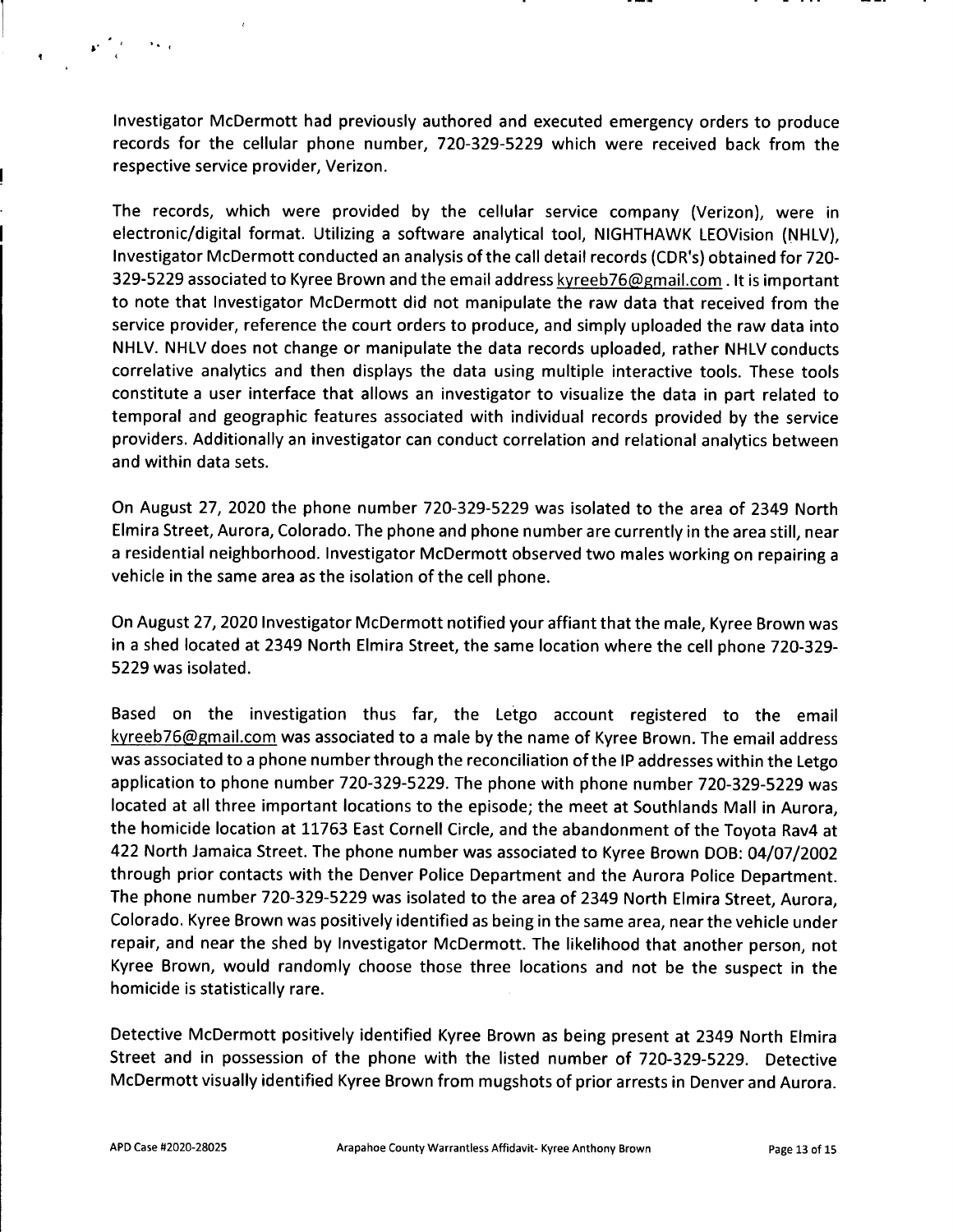Investigator McDermott had previously authored and executed emergency orders to produce records for the cellular phone number, 720-329-5229 which were received back from the respective service provider, Verizon.

The records, which were provided by the cellular service company (Verizon), were in electronic/digital format. Utilizing a software analytical tool, NIGHTHAWK LEOVision (NHLV), Investigator McDermott conducted an analysis of the call detail records (CDR's) obtained for 720-329-5229 associated to Kyree Brown and the email address kyreeb76@gmail.com. It is important to note that Investigator McDermott did not manipulate the raw data that received from the service provider, reference the court orders to produce, and simply uploaded the raw data into NHLV. NHLV does not change or manipulate the data records uploaded, rather NHLV conducts correlative analytics and then displays the data using multiple interactive tools. These tools constitute a user interface that allows an investigator to visualize the data in part related to temporal and geographic features associated with individual records provided by the service providers. Additionally an investigator can conduct correlation and relational analytics between and within data sets.

On August 27, 2020 the phone number 720-329-5229 was isolated to the area of 2349 North Elmira Street, Aurora, Colorado. The phone and phone number are currently in the area still, near a residential neighborhood. Investigator McDermott observed two males working on repairing a vehicle in the same area as the isolation of the cell phone.

On August 27, 2020 Investigator McDermott notified your affiant that the male, Kyree Brown was in a shed located at 2349 North Elmira Street, the same location where the cell phone 720-329-5229 was isolated.

Based on the investigation thus far, the Letgo account registered to the email kyreeb76@gmail.com was associated to a male by the name of Kyree Brown. The email address was associated to a phone number through the reconciliation of the IP addresses within the Letgo application to phone number 720-329-5229. The phone with phone number 720-329-5229 was located at all three important locations to the episode; the meet at Southlands Mall in Aurora, the homicide location at 11763 East Cornell Circle, and the abandonment of the Toyota Rav4 at 422 North Jamaica Street. The phone number was associated to Kyree Brown DOB: 04/07/2002 through prior contacts with the Denver Police Department and the Aurora Police Department. The phone number 720-329-5229 was isolated to the area of 2349 North Elmira Street, Aurora, Colorado. Kyree Brown was positively identified as being in the same area, near the vehicle under repair, and near the shed by Investigator McDermott. The likelihood that another person, not Kyree Brown, would randomly choose those three locations and not be the suspect in the homicide is statistically rare.

Detective McDermott positively identified Kyree Brown as being present at 2349 North Elmira Street and in possession of the phone with the listed number of 720-329-5229. Detective McDermott visually identified Kyree Brown from mugshots of prior arrests in Denver and Aurora.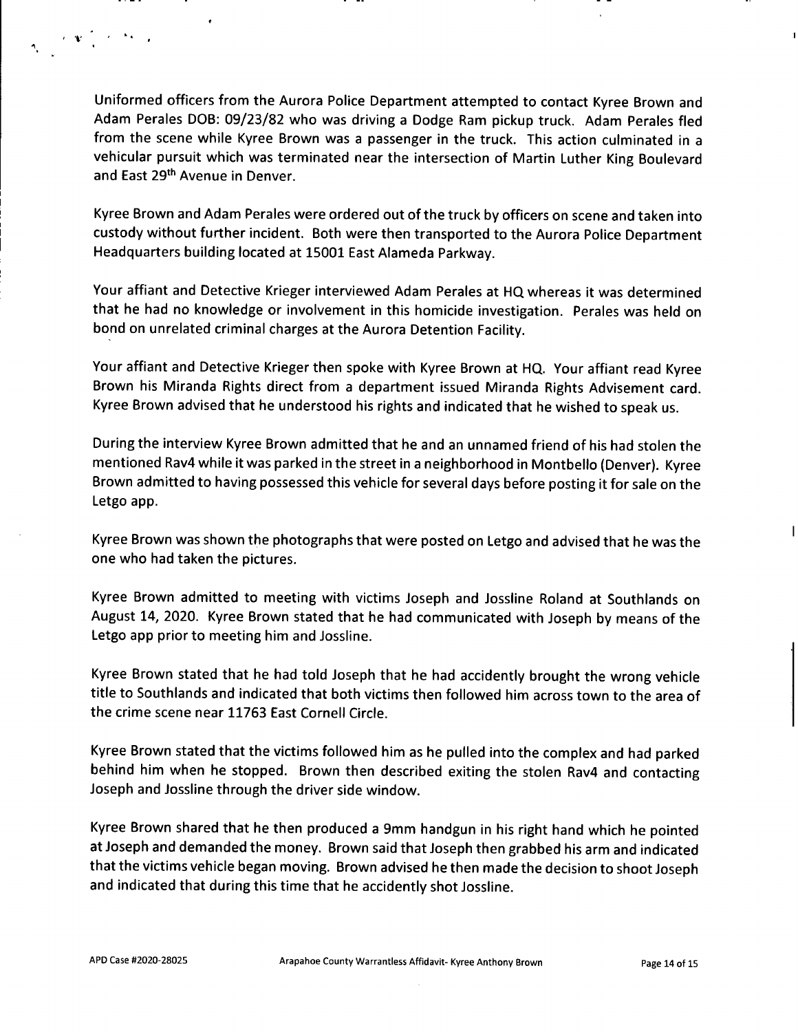Uniformed officers from the Aurora Police Department attempted to contact Kyree Brown and Adam Perales DOB: 09/23/82 who was driving a Dodge Ram pickup truck. Adam Perales fled from the scene while Kyree Brown was a passenger in the truck. This action culminated in a vehicular pursuit which was terminated near the intersection of Martin Luther King Boulevard and East 29th Avenue in Denver.

Kyree Brown and Adam Perales were ordered out of the truck by officers on scene and taken into custody without further incident. Both were then transported to the Aurora Police Department Headquarters building located at 15001 East Alameda Parkway.

Your affiant and Detective Krieger interviewed Adam Perales at HQ whereas it was determined that he had no knowledge or involvement in this homicide investigation. Perales was held on bond on unrelated criminal charges at the Aurora Detention Facility.

Your affiant and Detective Krieger then spoke with Kyree Brown at HQ. Your affiant read Kyree Brown his Miranda Rights direct from a department issued Miranda Rights Advisement card. Kyree Brown advised that he understood his rights and indicated that he wished to speak us.

During the interview Kyree Brown admitted that he and an unnamed friend of his had stolen the mentioned Rav4 while it was parked in the street in a neighborhood in Montbello (Denver). Kyree Brown admitted to having possessed this vehicle for several days before posting it for sale on the Letgo app.

Kyree Brown was shown the photographs that were posted on Letgo and advised that he was the one who had taken the pictures.

Kyree Brown admitted to meeting with victims Joseph and Jossline Roland at Southlands on August 14, 2020. Kyree Brown stated that he had communicated with Joseph by means of the Letgo app prior to meeting him and Jossline.

Kyree Brown stated that he had told Joseph that he had accidently brought the wrong vehicle title to Southlands and indicated that both victims then followed him across town to the area of the crime scene near 11763 East Cornell Circle.

Kyree Brown stated that the victims followed him as he pulled into the complex and had parked behind him when he stopped. Brown then described exiting the stolen Rav4 and contacting Joseph and Jossline through the driver side window.

Kyree Brown shared that he then produced a 9mm handgun in his right hand which he pointed at Joseph and demanded the money. Brown said that Joseph then grabbed his arm and indicated that the victims vehicle began moving. Brown advised he then made the decision to shoot Joseph and indicated that during this time that he accidently shot Jossline.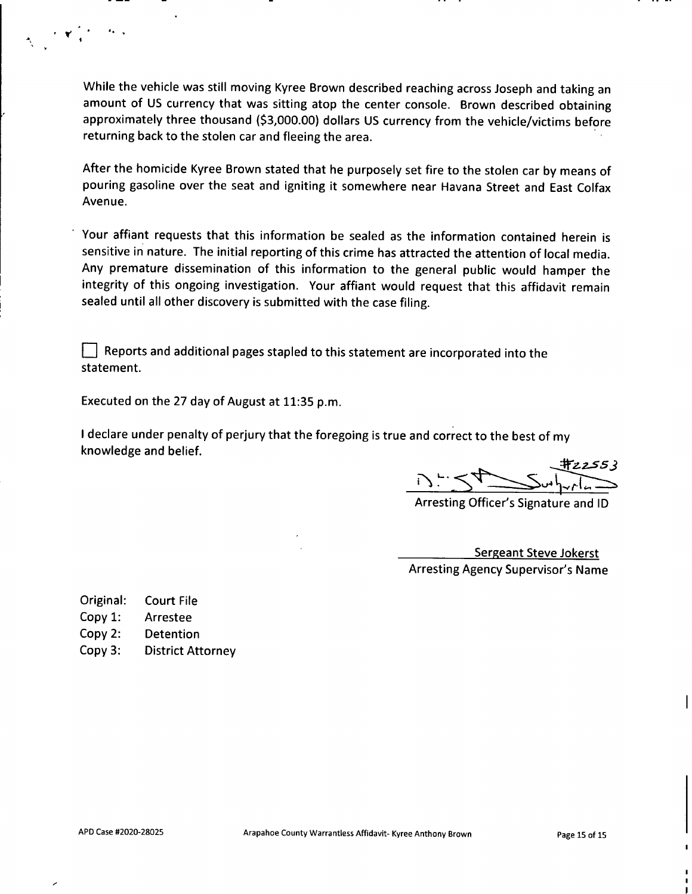While the vehicle was still moving Kyree Brown described reaching across Joseph and taking an amount of US currency that was sitting atop the center console. Brown described obtaining approximately three thousand ($3,000.00) dollars US currency from the vehicle/victims before returning back to the stolen car and fleeing the area.

After the homicide Kyree Brown stated that he purposely set fire to the stolen car by means of pouring gasoline over the seat and igniting it somewhere near Havana Street and East Colfax Avenue.

Your affiant requests that this information be sealed as the information contained herein is sensitive in nature. The initial reporting of this crime has attracted the attention of local media. Any premature dissemination of this information to the general public would hamper the integrity of this ongoing investigation. Your affiant would request that this affidavit remain sealed until all other discovery is submitted with the case filing.

☐ Reports and additional pages stapled to this statement are incorporated into the statement.

Executed on the 27 day of August at 11:35 p.m.

I declare under penalty of perjury that the foregoing is true and correct to the best of my knowledge and belief.

#22553

Arresting Officer's Signature and ID

Sergeant Steve Jokerst

Arresting Agency Supervisor's Name

Original: Court File
Copy 1: Arrestee
Copy 2: Detention
Copy 3: District Attorney